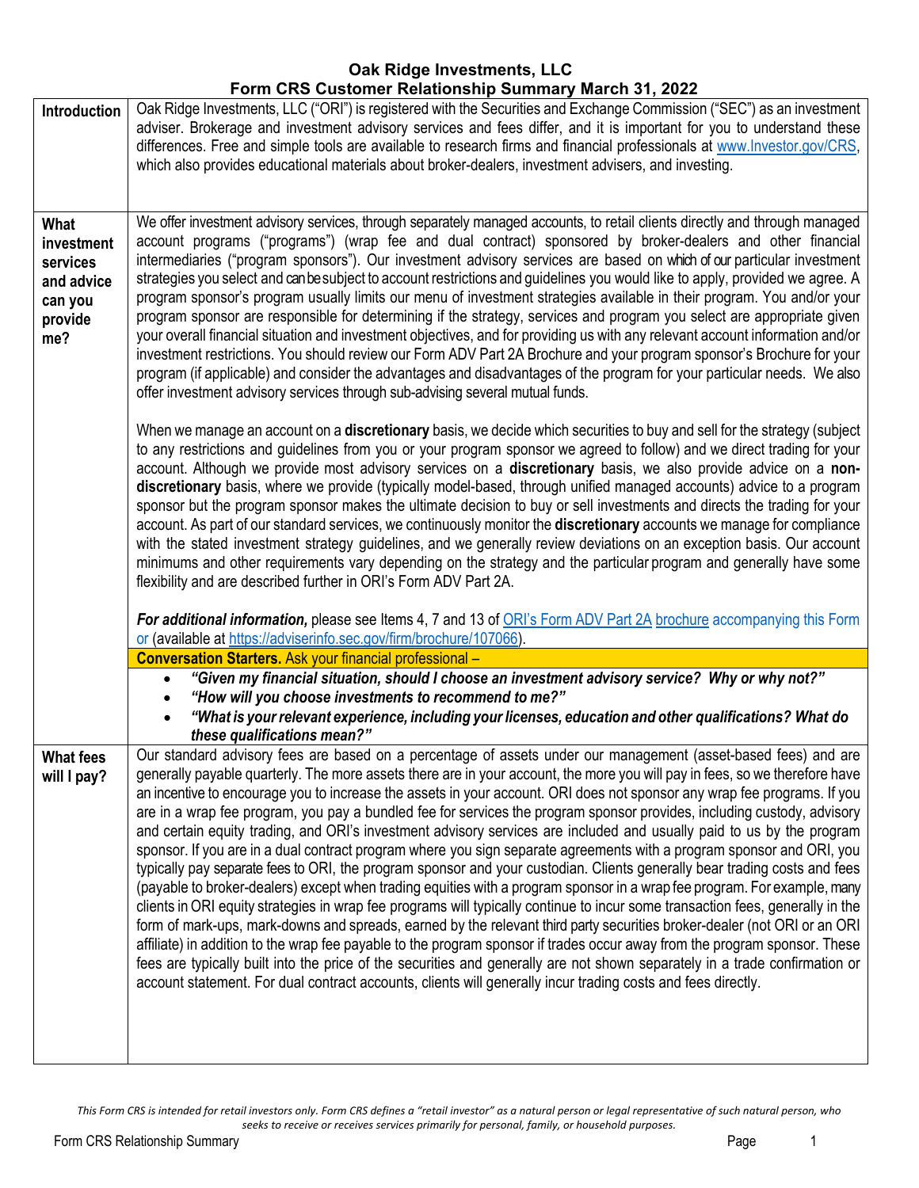# Oak Ridge Investments, LLC
## Form CRS Customer Relationship Summary March 31, 2022

| | |
|---|---|
| **Introduction** | Oak Ridge Investments, LLC ("ORI") is registered with the Securities and Exchange Commission ("SEC") as an investment adviser. Brokerage and investment advisory services and fees differ, and it is important for you to understand these differences. Free and simple tools are available to research firms and financial professionals at www.Investor.gov/CRS, which also provides educational materials about broker-dealers, investment advisers, and investing. |
| **What investment services and advice can you provide me?** | We offer investment advisory services, through separately managed accounts, to retail clients directly and through managed account programs ("programs") (wrap fee and dual contract) sponsored by broker-dealers and other financial intermediaries ("program sponsors"). Our investment advisory services are based on which of our particular investment strategies you select and can be subject to account restrictions and guidelines you would like to apply, provided we agree. A program sponsor's program usually limits our menu of investment strategies available in their program. You and/or your program sponsor are responsible for determining if the strategy, services and program you select are appropriate given your overall financial situation and investment objectives, and for providing us with any relevant account information and/or investment restrictions. You should review our Form ADV Part 2A Brochure and your program sponsor's Brochure for your program (if applicable) and consider the advantages and disadvantages of the program for your particular needs. We also offer investment advisory services through sub-advising several mutual funds.<br><br>When we manage an account on a **discretionary** basis, we decide which securities to buy and sell for the strategy (subject to any restrictions and guidelines from you or your program sponsor we agreed to follow) and we direct trading for your account. Although we provide most advisory services on a **discretionary** basis, we also provide advice on a **non-discretionary** basis, where we provide (typically model-based, through unified managed accounts) advice to a program sponsor but the program sponsor makes the ultimate decision to buy or sell investments and directs the trading for your account. As part of our standard services, we continuously monitor the **discretionary** accounts we manage for compliance with the stated investment strategy guidelines, and we generally review deviations on an exception basis. Our account minimums and other requirements vary depending on the strategy and the particular program and generally have some flexibility and are described further in ORI's Form ADV Part 2A.<br><br>***For additional information,*** please see Items 4, 7 and 13 of ORI's Form ADV Part 2A brochure accompanying this Form or (available at https://adviserinfo.sec.gov/firm/brochure/107066).<br><br>**Conversation Starters.** Ask your financial professional –<br>• ***"Given my financial situation, should I choose an investment advisory service? Why or why not?"***<br>• ***"How will you choose investments to recommend to me?"***<br>• ***"What is your relevant experience, including your licenses, education and other qualifications? What do these qualifications mean?"*** |
| **What fees will I pay?** | Our standard advisory fees are based on a percentage of assets under our management (asset-based fees) and are generally payable quarterly. The more assets there are in your account, the more you will pay in fees, so we therefore have an incentive to encourage you to increase the assets in your account. ORI does not sponsor any wrap fee programs. If you are in a wrap fee program, you pay a bundled fee for services the program sponsor provides, including custody, advisory and certain equity trading, and ORI's investment advisory services are included and usually paid to us by the program sponsor. If you are in a dual contract program where you sign separate agreements with a program sponsor and ORI, you typically pay separate fees to ORI, the program sponsor and your custodian. Clients generally bear trading costs and fees (payable to broker-dealers) except when trading equities with a program sponsor in a wrap fee program. For example, many clients in ORI equity strategies in wrap fee programs will typically continue to incur some transaction fees, generally in the form of mark-ups, mark-downs and spreads, earned by the relevant third party securities broker-dealer (not ORI or an ORI affiliate) in addition to the wrap fee payable to the program sponsor if trades occur away from the program sponsor. These fees are typically built into the price of the securities and generally are not shown separately in a trade confirmation or account statement. For dual contract accounts, clients will generally incur trading costs and fees directly. |

*This Form CRS is intended for retail investors only. Form CRS defines a "retail investor" as a natural person or legal representative of such natural person, who seeks to receive or receives services primarily for personal, family, or household purposes.*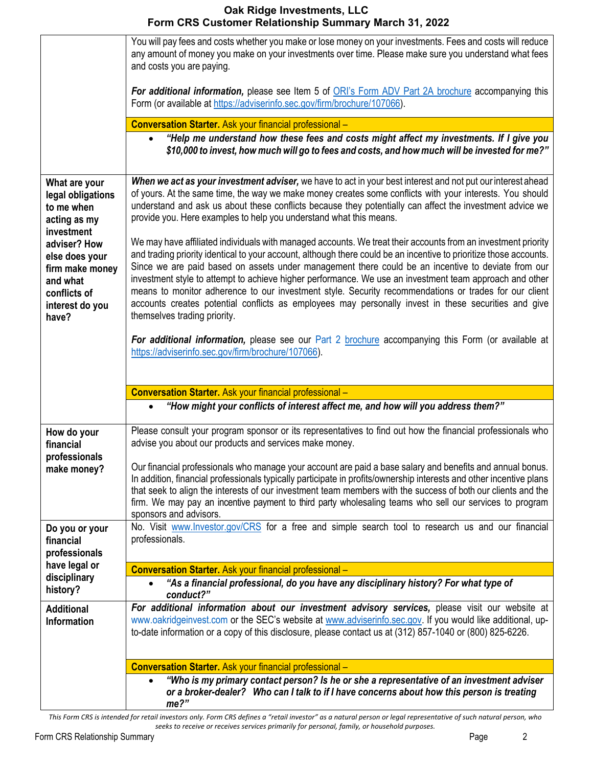| | |
|---|---|
| | You will pay fees and costs whether you make or lose money on your investments. Fees and costs will reduce any amount of money you make on your investments over time. Please make sure you understand what fees and costs you are paying.<br><br>***For additional information,*** please see Item 5 of ORI's Form ADV Part 2A brochure accompanying this Form (or available at https://adviserinfo.sec.gov/firm/brochure/107066).<br><br>**Conversation Starter.** Ask your financial professional –<br>• ***"Help me understand how these fees and costs might affect my investments. If I give you $10,000 to invest, how much will go to fees and costs, and how much will be invested for me?"*** |
| **What are your legal obligations to me when acting as my investment adviser? How else does your firm make money and what conflicts of interest do you have?** | ***When we act as your investment adviser,*** we have to act in your best interest and not put our interest ahead of yours. At the same time, the way we make money creates some conflicts with your interests. You should understand and ask us about these conflicts because they potentially can affect the investment advice we provide you. Here examples to help you understand what this means.<br><br>We may have affiliated individuals with managed accounts. We treat their accounts from an investment priority and trading priority identical to your account, although there could be an incentive to prioritize those accounts. Since we are paid based on assets under management there could be an incentive to deviate from our investment style to attempt to achieve higher performance. We use an investment team approach and other means to monitor adherence to our investment style. Security recommendations or trades for our client accounts creates potential conflicts as employees may personally invest in these securities and give themselves trading priority.<br><br>***For additional information,*** please see our Part 2 brochure accompanying this Form (or available at https://adviserinfo.sec.gov/firm/brochure/107066).<br><br>**Conversation Starter.** Ask your financial professional –<br>• ***"How might your conflicts of interest affect me, and how will you address them?"*** |
| **How do your financial professionals make money?** | Please consult your program sponsor or its representatives to find out how the financial professionals who advise you about our products and services make money.<br><br>Our financial professionals who manage your account are paid a base salary and benefits and annual bonus. In addition, financial professionals typically participate in profits/ownership interests and other incentive plans that seek to align the interests of our investment team members with the success of both our clients and the firm. We may pay an incentive payment to third party wholesaling teams who sell our services to program sponsors and advisors. |
| **Do you or your financial professionals have legal or disciplinary history?** | No. Visit www.Investor.gov/CRS for a free and simple search tool to research us and our financial professionals.<br><br>**Conversation Starter.** Ask your financial professional –<br>• ***"As a financial professional, do you have any disciplinary history? For what type of conduct?"*** |
| **Additional Information** | ***For additional information about our investment advisory services,*** please visit our website at www.oakridgeinvest.com or the SEC's website at www.adviserinfo.sec.gov. If you would like additional, up-to-date information or a copy of this disclosure, please contact us at (312) 857-1040 or (800) 825-6226.<br><br>**Conversation Starter.** Ask your financial professional –<br>• ***"Who is my primary contact person? Is he or she a representative of an investment adviser or a broker-dealer? Who can I talk to if I have concerns about how this person is treating me?"*** |

*This Form CRS is intended for retail investors only. Form CRS defines a "retail investor" as a natural person or legal representative of such natural person, who seeks to receive or receives services primarily for personal, family, or household purposes.*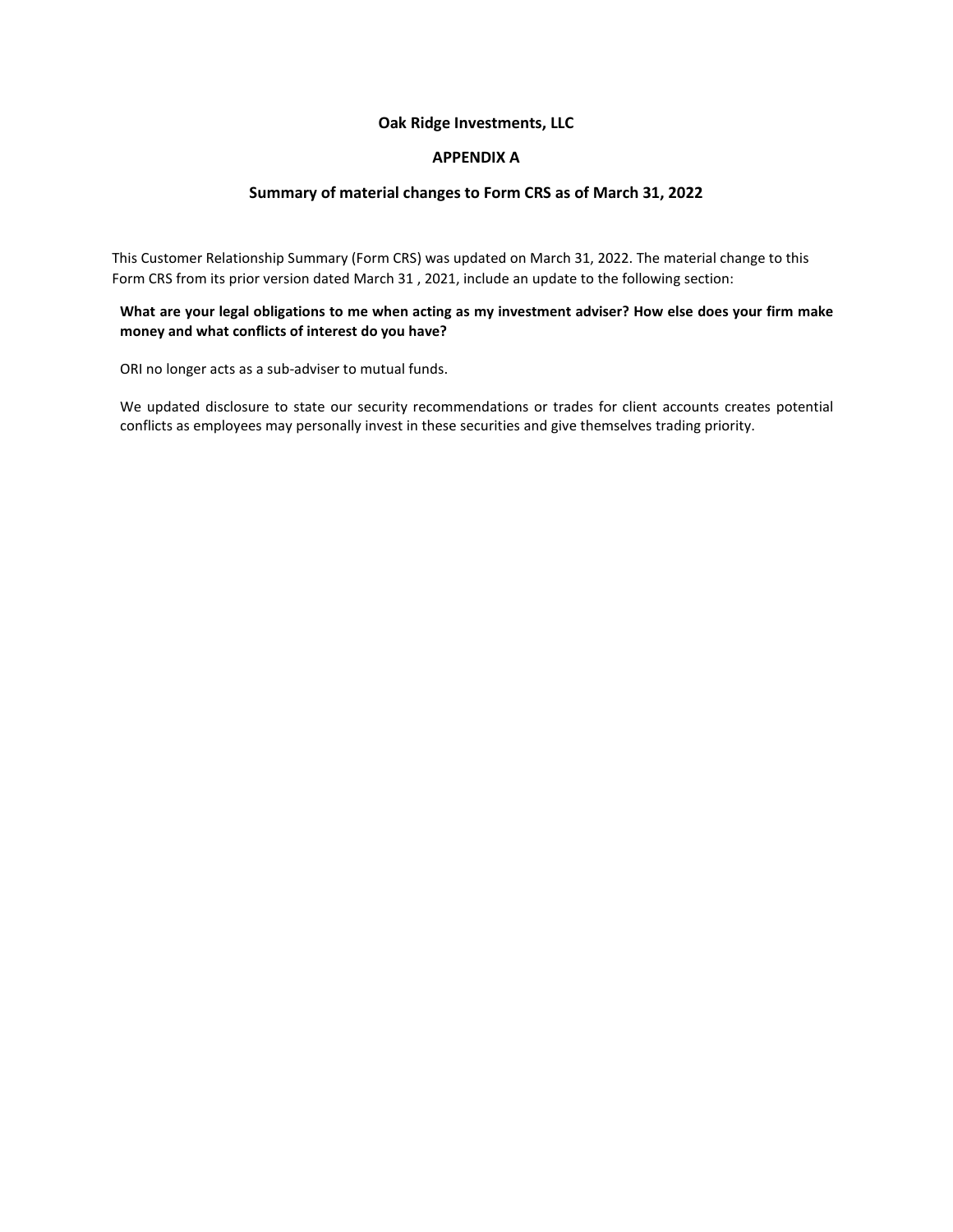**Oak Ridge Investments, LLC**

**APPENDIX A**

**Summary of material changes to Form CRS as of March 31, 2022**

This Customer Relationship Summary (Form CRS) was updated on March 31, 2022. The material change to this Form CRS from its prior version dated March 31 , 2021, include an update to the following section:

**What are your legal obligations to me when acting as my investment adviser? How else does your firm make money and what conflicts of interest do you have?**

ORI no longer acts as a sub-adviser to mutual funds.

We updated disclosure to state our security recommendations or trades for client accounts creates potential conflicts as employees may personally invest in these securities and give themselves trading priority.